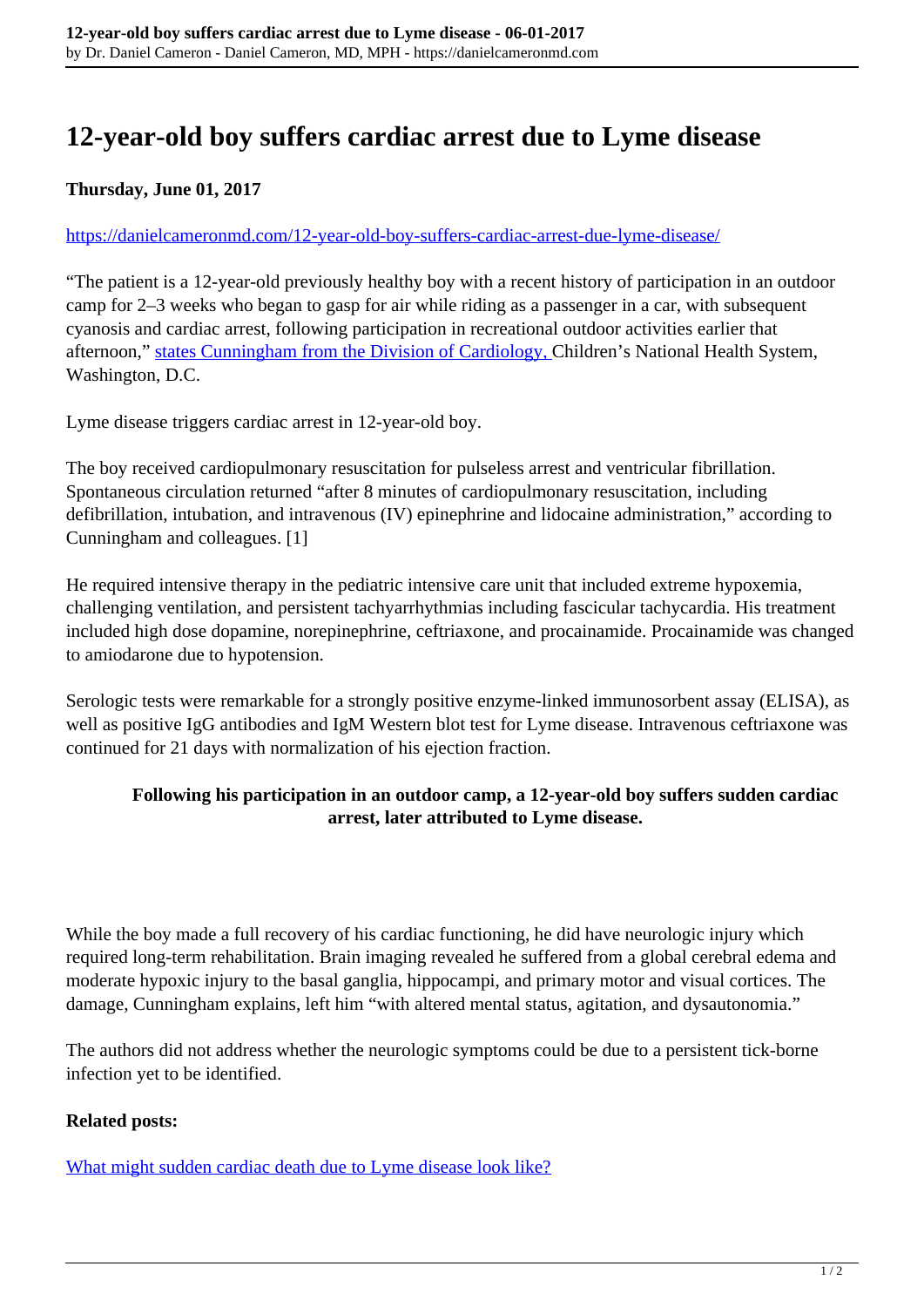# 12-year-old boy suffers cardiac arrest due to Lyme disease

**Thursday, June 01, 2017**

https://danielcameronmd.com/12-year-old-boy-suffers-cardiac-arrest-due-lyme-disease/

"The patient is a 12-year-old previously healthy boy with a recent history of participation in an outdoor camp for 2–3 weeks who began to gasp for air while riding as a passenger in a car, with subsequent cyanosis and cardiac arrest, following participation in recreational outdoor activities earlier that afternoon," states Cunningham from the Division of Cardiology, Children's National Health System, Washington, D.C.

Lyme disease triggers cardiac arrest in 12-year-old boy.

The boy received cardiopulmonary resuscitation for pulseless arrest and ventricular fibrillation. Spontaneous circulation returned "after 8 minutes of cardiopulmonary resuscitation, including defibrillation, intubation, and intravenous (IV) epinephrine and lidocaine administration," according to Cunningham and colleagues. [1]

He required intensive therapy in the pediatric intensive care unit that included extreme hypoxemia, challenging ventilation, and persistent tachyarrhythmias including fascicular tachycardia. His treatment included high dose dopamine, norepinephrine, ceftriaxone, and procainamide. Procainamide was changed to amiodarone due to hypotension.

Serologic tests were remarkable for a strongly positive enzyme-linked immunosorbent assay (ELISA), as well as positive IgG antibodies and IgM Western blot test for Lyme disease. Intravenous ceftriaxone was continued for 21 days with normalization of his ejection fraction.

**Following his participation in an outdoor camp, a 12-year-old boy suffers sudden cardiac arrest, later attributed to Lyme disease.**

While the boy made a full recovery of his cardiac functioning, he did have neurologic injury which required long-term rehabilitation. Brain imaging revealed he suffered from a global cerebral edema and moderate hypoxic injury to the basal ganglia, hippocampi, and primary motor and visual cortices. The damage, Cunningham explains, left him "with altered mental status, agitation, and dysautonomia."

The authors did not address whether the neurologic symptoms could be due to a persistent tick-borne infection yet to be identified.

**Related posts:**

What might sudden cardiac death due to Lyme disease look like?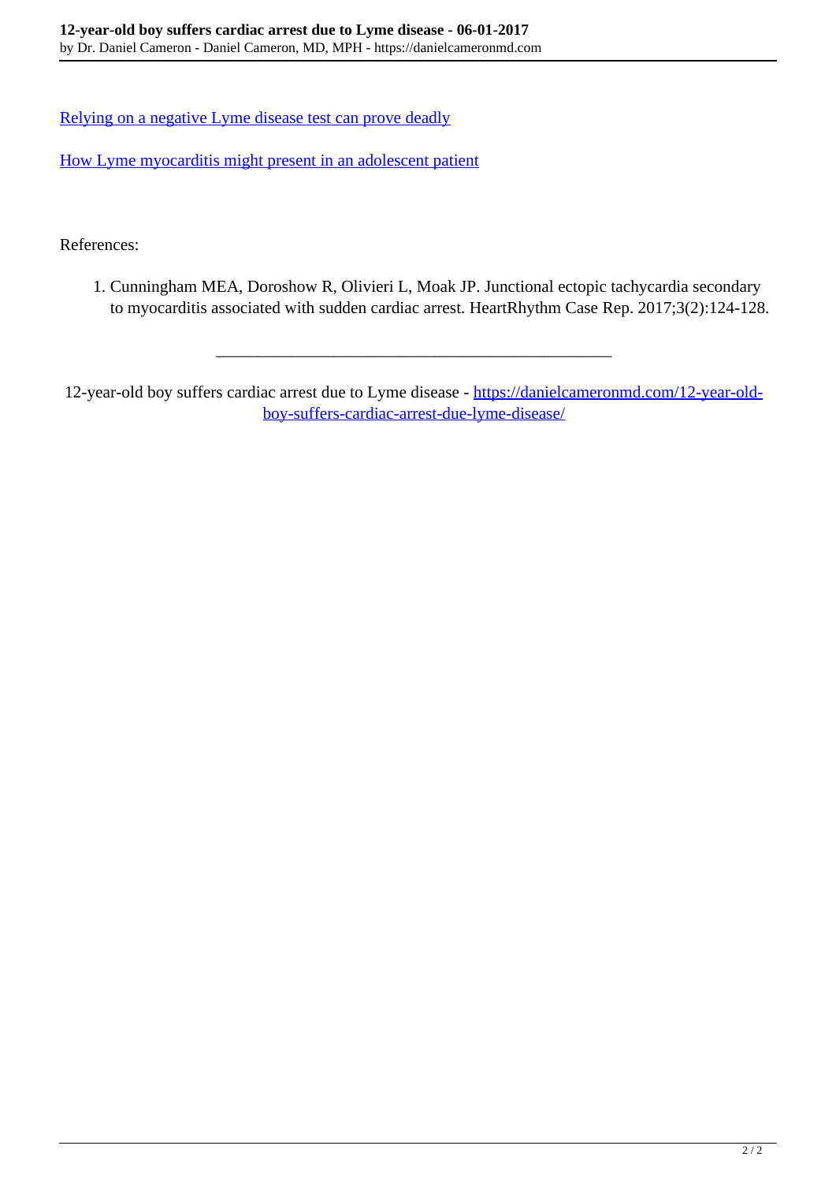[Relying on a negative Lyme disease test can prove deadly]

[How Lyme myocarditis might present in an adolescent patient]

References:

1. Cunningham MEA, Doroshow R, Olivieri L, Moak JP. Junctional ectopic tachycardia secondary to myocarditis associated with sudden cardiac arrest. HeartRhythm Case Rep. 2017;3(2):124-128.

---

12-year-old boy suffers cardiac arrest due to Lyme disease - https://danielcameronmd.com/12-year-old-boy-suffers-cardiac-arrest-due-lyme-disease/